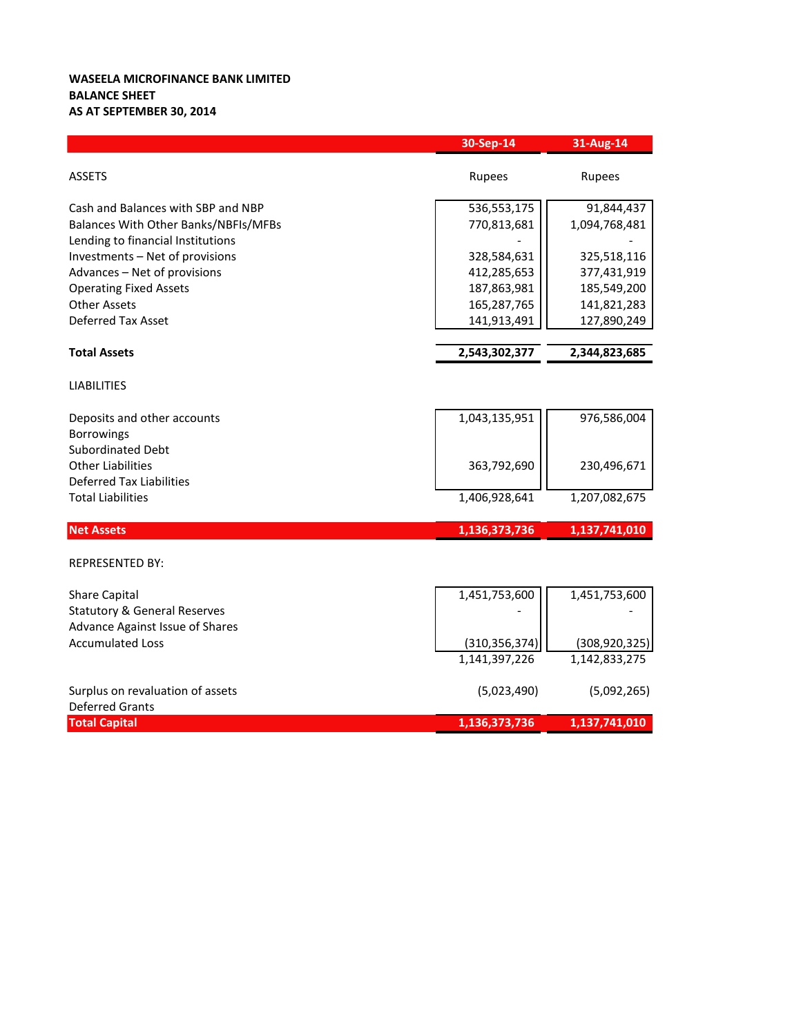**WASEELA MICROFINANCE BANK LIMITED**
**BALANCE SHEET**
**AS AT SEPTEMBER 30, 2014**

| | 30-Sep-14 | 31-Aug-14 |
|---|---|---|
| ASSETS | Rupees | Rupees |
| Cash and Balances with SBP and NBP | 536,553,175 | 91,844,437 |
| Balances With Other Banks/NBFIs/MFBs | 770,813,681 | 1,094,768,481 |
| Lending to financial Institutions | - | - |
| Investments – Net of provisions | 328,584,631 | 325,518,116 |
| Advances – Net of provisions | 412,285,653 | 377,431,919 |
| Operating Fixed Assets | 187,863,981 | 185,549,200 |
| Other Assets | 165,287,765 | 141,821,283 |
| Deferred Tax Asset | 141,913,491 | 127,890,249 |
| **Total Assets** | **2,543,302,377** | **2,344,823,685** |
| LIABILITIES | | |
| Deposits and other accounts | 1,043,135,951 | 976,586,004 |
| Borrowings | | |
| Subordinated Debt | | |
| Other Liabilities | 363,792,690 | 230,496,671 |
| Deferred Tax Liabilities | | |
| Total Liabilities | 1,406,928,641 | 1,207,082,675 |
| **Net Assets** | **1,136,373,736** | **1,137,741,010** |
| REPRESENTED BY: | | |
| Share Capital | 1,451,753,600 | 1,451,753,600 |
| Statutory & General Reserves | - | - |
| Advance Against Issue of Shares | | |
| Accumulated Loss | (310,356,374) | (308,920,325) |
| | 1,141,397,226 | 1,142,833,275 |
| Surplus on revaluation of assets | (5,023,490) | (5,092,265) |
| Deferred Grants | | |
| **Total Capital** | **1,136,373,736** | **1,137,741,010** |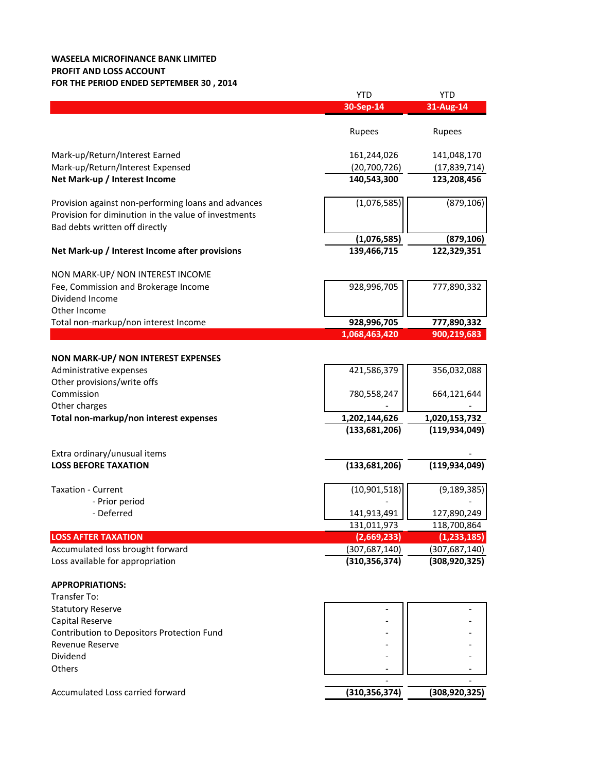**WASEELA MICROFINANCE BANK LIMITED**
**PROFIT AND LOSS ACCOUNT**
**FOR THE PERIOD ENDED SEPTEMBER 30 , 2014**

| | YTD<br>30-Sep-14 | YTD<br>31-Aug-14 |
|---|---|---|
| | Rupees | Rupees |
| Mark-up/Return/Interest Earned | 161,244,026 | 141,048,170 |
| Mark-up/Return/Interest Expensed | (20,700,726) | (17,839,714) |
| **Net Mark-up / Interest Income** | **140,543,300** | **123,208,456** |
| | | |
| Provision against non-performing loans and advances | (1,076,585) | (879,106) |
| Provision for diminution in the value of investments | | |
| Bad debts written off directly | | |
| | **(1,076,585)** | **(879,106)** |
| **Net Mark-up / Interest Income after provisions** | **139,466,715** | **122,329,351** |
| | | |
| NON MARK-UP/ NON INTEREST INCOME | | |
| Fee, Commission and Brokerage Income | 928,996,705 | 777,890,332 |
| Dividend Income | | |
| Other Income | | |
| Total non-markup/non interest Income | **928,996,705** | **777,890,332** |
| | **1,068,463,420** | **900,219,683** |
| | | |
| **NON MARK-UP/ NON INTEREST EXPENSES** | | |
| Administrative expenses | 421,586,379 | 356,032,088 |
| Other provisions/write offs | | |
| Commission | 780,558,247 | 664,121,644 |
| Other charges | - | - |
| **Total non-markup/non interest expenses** | **1,202,144,626** | **1,020,153,732** |
| | **(133,681,206)** | **(119,934,049)** |
| | | |
| Extra ordinary/unusual items | | - |
| **LOSS BEFORE TAXATION** | **(133,681,206)** | **(119,934,049)** |
| | | |
| Taxation - Current | (10,901,518) | (9,189,385) |
| - Prior period | - | - |
| - Deferred | 141,913,491 | 127,890,249 |
| | 131,011,973 | 118,700,864 |
| **LOSS AFTER TAXATION** | **(2,669,233)** | **(1,233,185)** |
| Accumulated loss brought forward | (307,687,140) | (307,687,140) |
| Loss available for appropriation | **(310,356,374)** | **(308,920,325)** |
| | | |
| **APPROPRIATIONS:** | | |
| Transfer To: | | |
| Statutory Reserve | - | - |
| Capital Reserve | - | - |
| Contribution to Depositors Protection Fund | - | - |
| Revenue Reserve | - | - |
| Dividend | - | - |
| Others | - | - |
| | - | - |
| Accumulated Loss carried forward | **(310,356,374)** | **(308,920,325)** |